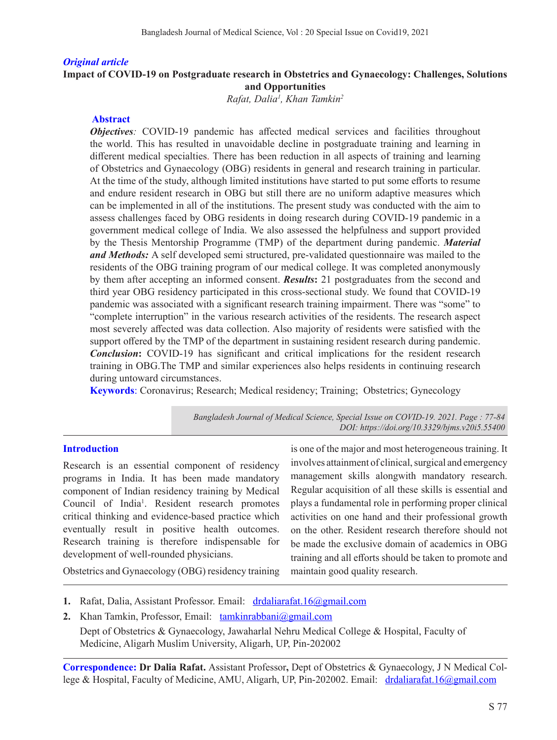*Original article*

# Impact of COVID-19 on Postgraduate research in Obstetrics and Gynaecology: Challenges, Solutions and Opportunities

*Rafat, Dalia[1], Khan Tamkin[2]*

## Abstract

***Objectives**:* COVID-19 pandemic has affected medical services and facilities throughout the world. This has resulted in unavoidable decline in postgraduate training and learning in different medical specialties. There has been reduction in all aspects of training and learning of Obstetrics and Gynaecology (OBG) residents in general and research training in particular. At the time of the study, although limited institutions have started to put some efforts to resume and endure resident research in OBG but still there are no uniform adaptive measures which can be implemented in all of the institutions. The present study was conducted with the aim to assess challenges faced by OBG residents in doing research during COVID-19 pandemic in a government medical college of India. We also assessed the helpfulness and support provided by the Thesis Mentorship Programme (TMP) of the department during pandemic. ***Material and Methods:*** A self developed semi structured, pre-validated questionnaire was mailed to the residents of the OBG training program of our medical college. It was completed anonymously by them after accepting an informed consent. ***Results*****:** 21 postgraduates from the second and third year OBG residency participated in this cross-sectional study. We found that COVID-19 pandemic was associated with a significant research training impairment. There was "some" to "complete interruption" in the various research activities of the residents. The research aspect most severely affected was data collection. Also majority of residents were satisfied with the support offered by the TMP of the department in sustaining resident research during pandemic. ***Conclusion*****:** COVID-19 has significant and critical implications for the resident research training in OBG.The TMP and similar experiences also helps residents in continuing research during untoward circumstances.

**Keywords**: Coronavirus; Research; Medical residency; Training; Obstetrics; Gynecology

*Bangladesh Journal of Medical Science, Special Issue on COVID-19. 2021. Page : 77-84*
*DOI: https://doi.org/10.3329/bjms.v20i5.55400*

## Introduction

Research is an essential component of residency programs in India. It has been made mandatory component of Indian residency training by Medical Council of India[1]. Resident research promotes critical thinking and evidence-based practice which eventually result in positive health outcomes. Research training is therefore indispensable for development of well-rounded physicians.

Obstetrics and Gynaecology (OBG) residency training is one of the major and most heterogeneous training. It involves attainment of clinical, surgical and emergency management skills alongwith mandatory research. Regular acquisition of all these skills is essential and plays a fundamental role in performing proper clinical activities on one hand and their professional growth on the other. Resident research therefore should not be made the exclusive domain of academics in OBG training and all efforts should be taken to promote and maintain good quality research.

1. Rafat, Dalia, Assistant Professor. Email: drdaliarafat.16@gmail.com
2. Khan Tamkin, Professor, Email: tamkinrabbani@gmail.com

Dept of Obstetrics & Gynaecology, Jawaharlal Nehru Medical College & Hospital, Faculty of Medicine, Aligarh Muslim University, Aligarh, UP, Pin-202002

**Correspondence: Dr Dalia Rafat.** Assistant Professor**,** Dept of Obstetrics & Gynaecology, J N Medical College & Hospital, Faculty of Medicine, AMU, Aligarh, UP, Pin-202002. Email: drdaliarafat.16@gmail.com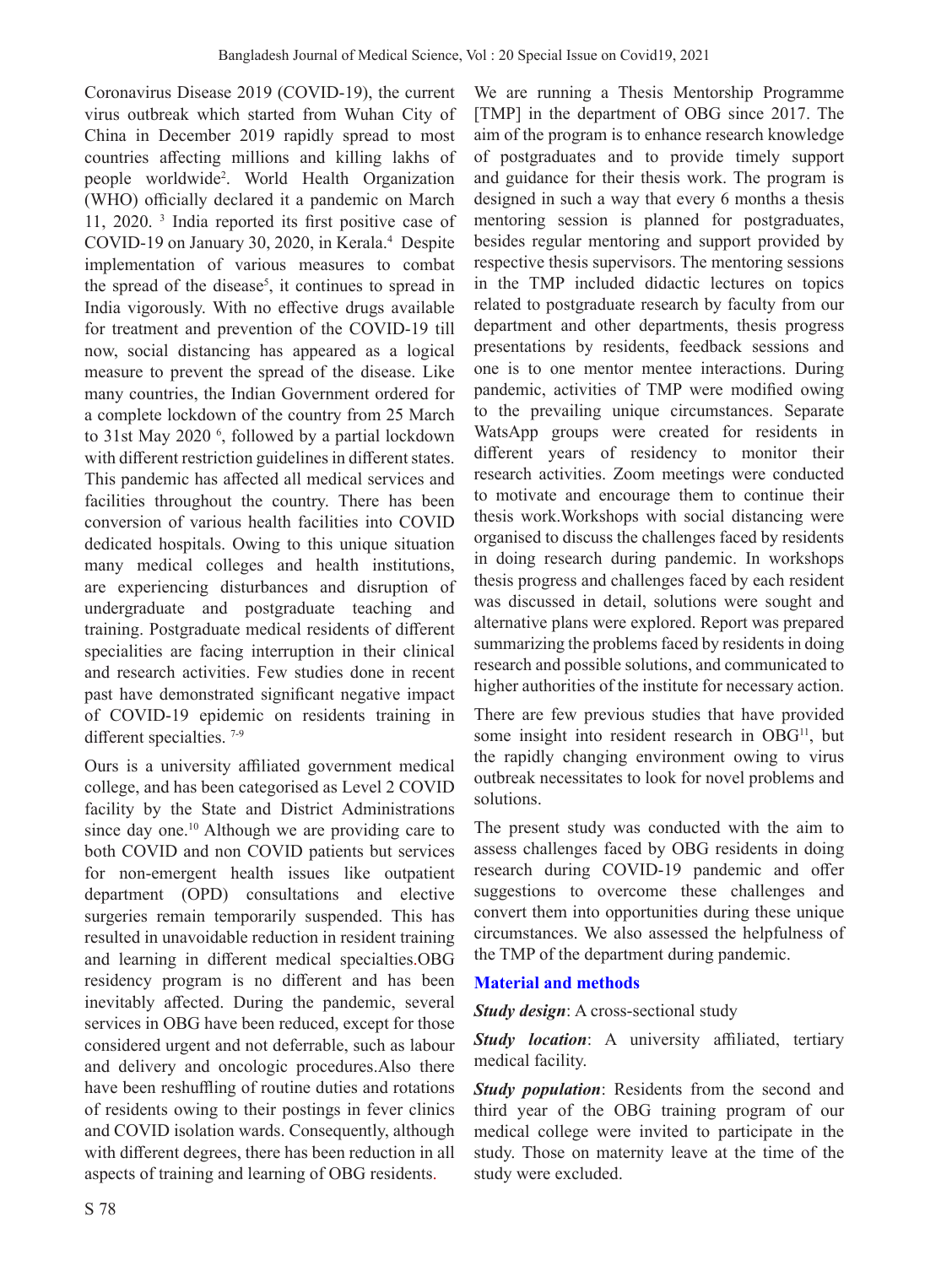Coronavirus Disease 2019 (COVID-19), the current virus outbreak which started from Wuhan City of China in December 2019 rapidly spread to most countries affecting millions and killing lakhs of people worldwide[2]. World Health Organization (WHO) officially declared it a pandemic on March 11, 2020. [3] India reported its first positive case of COVID-19 on January 30, 2020, in Kerala.[4] Despite implementation of various measures to combat the spread of the disease[5], it continues to spread in India vigorously. With no effective drugs available for treatment and prevention of the COVID-19 till now, social distancing has appeared as a logical measure to prevent the spread of the disease. Like many countries, the Indian Government ordered for a complete lockdown of the country from 25 March to 31st May 2020 [6], followed by a partial lockdown with different restriction guidelines in different states. This pandemic has affected all medical services and facilities throughout the country. There has been conversion of various health facilities into COVID dedicated hospitals. Owing to this unique situation many medical colleges and health institutions, are experiencing disturbances and disruption of undergraduate and postgraduate teaching and training. Postgraduate medical residents of different specialities are facing interruption in their clinical and research activities. Few studies done in recent past have demonstrated significant negative impact of COVID-19 epidemic on residents training in different specialties. [7-9]

Ours is a university affiliated government medical college, and has been categorised as Level 2 COVID facility by the State and District Administrations since day one.[10] Although we are providing care to both COVID and non COVID patients but services for non-emergent health issues like outpatient department (OPD) consultations and elective surgeries remain temporarily suspended. This has resulted in unavoidable reduction in resident training and learning in different medical specialties.OBG residency program is no different and has been inevitably affected. During the pandemic, several services in OBG have been reduced, except for those considered urgent and not deferrable, such as labour and delivery and oncologic procedures.Also there have been reshuffling of routine duties and rotations of residents owing to their postings in fever clinics and COVID isolation wards. Consequently, although with different degrees, there has been reduction in all aspects of training and learning of OBG residents.

We are running a Thesis Mentorship Programme [TMP] in the department of OBG since 2017. The aim of the program is to enhance research knowledge of postgraduates and to provide timely support and guidance for their thesis work. The program is designed in such a way that every 6 months a thesis mentoring session is planned for postgraduates, besides regular mentoring and support provided by respective thesis supervisors. The mentoring sessions in the TMP included didactic lectures on topics related to postgraduate research by faculty from our department and other departments, thesis progress presentations by residents, feedback sessions and one is to one mentor mentee interactions. During pandemic, activities of TMP were modified owing to the prevailing unique circumstances. Separate WatsApp groups were created for residents in different years of residency to monitor their research activities. Zoom meetings were conducted to motivate and encourage them to continue their thesis work.Workshops with social distancing were organised to discuss the challenges faced by residents in doing research during pandemic. In workshops thesis progress and challenges faced by each resident was discussed in detail, solutions were sought and alternative plans were explored. Report was prepared summarizing the problems faced by residents in doing research and possible solutions, and communicated to higher authorities of the institute for necessary action.

There are few previous studies that have provided some insight into resident research in OBG[11], but the rapidly changing environment owing to virus outbreak necessitates to look for novel problems and solutions.

The present study was conducted with the aim to assess challenges faced by OBG residents in doing research during COVID-19 pandemic and offer suggestions to overcome these challenges and convert them into opportunities during these unique circumstances. We also assessed the helpfulness of the TMP of the department during pandemic.

## Material and methods

***Study design***: A cross-sectional study

***Study location***: A university affiliated, tertiary medical facility.

***Study population***: Residents from the second and third year of the OBG training program of our medical college were invited to participate in the study. Those on maternity leave at the time of the study were excluded.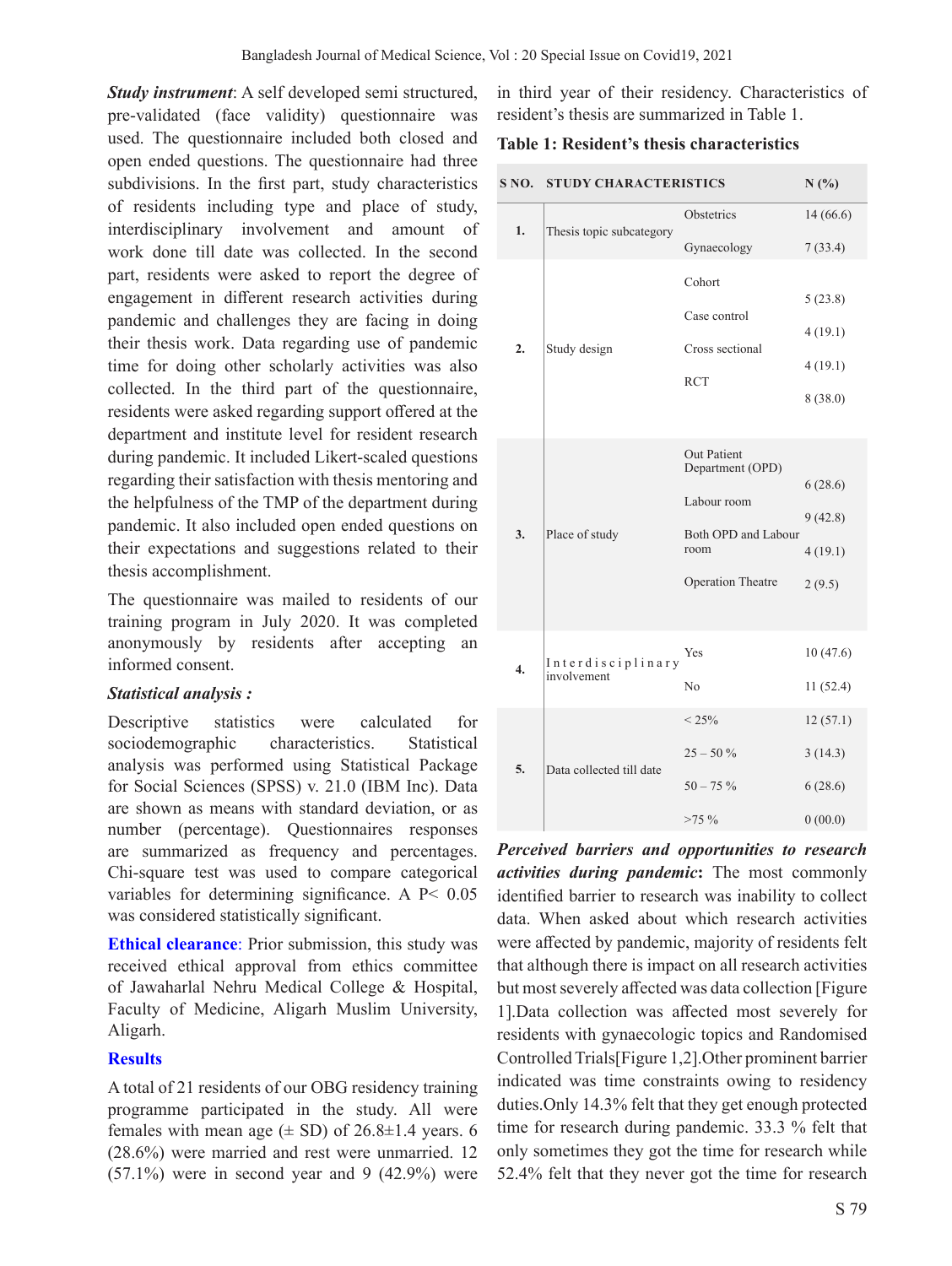***Study instrument***: A self developed semi structured, pre-validated (face validity) questionnaire was used. The questionnaire included both closed and open ended questions. The questionnaire had three subdivisions. In the first part, study characteristics of residents including type and place of study, interdisciplinary involvement and amount of work done till date was collected. In the second part, residents were asked to report the degree of engagement in different research activities during pandemic and challenges they are facing in doing their thesis work. Data regarding use of pandemic time for doing other scholarly activities was also collected. In the third part of the questionnaire, residents were asked regarding support offered at the department and institute level for resident research during pandemic. It included Likert-scaled questions regarding their satisfaction with thesis mentoring and the helpfulness of the TMP of the department during pandemic. It also included open ended questions on their expectations and suggestions related to their thesis accomplishment.

The questionnaire was mailed to residents of our training program in July 2020. It was completed anonymously by residents after accepting an informed consent.

***Statistical analysis :***

Descriptive statistics were calculated for sociodemographic characteristics. Statistical analysis was performed using Statistical Package for Social Sciences (SPSS) v. 21.0 (IBM Inc). Data are shown as means with standard deviation, or as number (percentage). Questionnaires responses are summarized as frequency and percentages. Chi-square test was used to compare categorical variables for determining significance. A $P < 0.05$ was considered statistically significant.

**Ethical clearance**: Prior submission, this study was received ethical approval from ethics committee of Jawaharlal Nehru Medical College & Hospital, Faculty of Medicine, Aligarh Muslim University, Aligarh.

## Results

A total of 21 residents of our OBG residency training programme participated in the study. All were females with mean age (± SD) of 26.8±1.4 years. 6 (28.6%) were married and rest were unmarried. 12 (57.1%) were in second year and 9 (42.9%) were in third year of their residency. Characteristics of resident's thesis are summarized in Table 1.

**Table 1: Resident's thesis characteristics**

| S NO. | STUDY CHARACTERISTICS | | N (%) |
|---|---|---|---|
| 1. | Thesis topic subcategory | Obstetrics | 14 (66.6) |
| | | Gynaecology | 7 (33.4) |
| 2. | Study design | Cohort | 5 (23.8) |
| | | Case control | 4 (19.1) |
| | | Cross sectional | 4 (19.1) |
| | | RCT | 8 (38.0) |
| 3. | Place of study | Out Patient Department (OPD) | 6 (28.6) |
| | | Labour room | 9 (42.8) |
| | | Both OPD and Labour room | 4 (19.1) |
| | | Operation Theatre | 2 (9.5) |
| 4. | Interdisciplinary involvement | Yes | 10 (47.6) |
| | | No | 11 (52.4) |
| 5. | Data collected till date | < 25% | 12 (57.1) |
| | | 25 – 50 % | 3 (14.3) |
| | | 50 – 75 % | 6 (28.6) |
| | | >75 % | 0 (00.0) |

***Perceived barriers and opportunities to research activities during pandemic*:** The most commonly identified barrier to research was inability to collect data. When asked about which research activities were affected by pandemic, majority of residents felt that although there is impact on all research activities but most severely affected was data collection [Figure 1].Data collection was affected most severely for residents with gynaecologic topics and Randomised Controlled Trials[Figure 1,2].Other prominent barrier indicated was time constraints owing to residency duties.Only 14.3% felt that they get enough protected time for research during pandemic. 33.3 % felt that only sometimes they got the time for research while 52.4% felt that they never got the time for research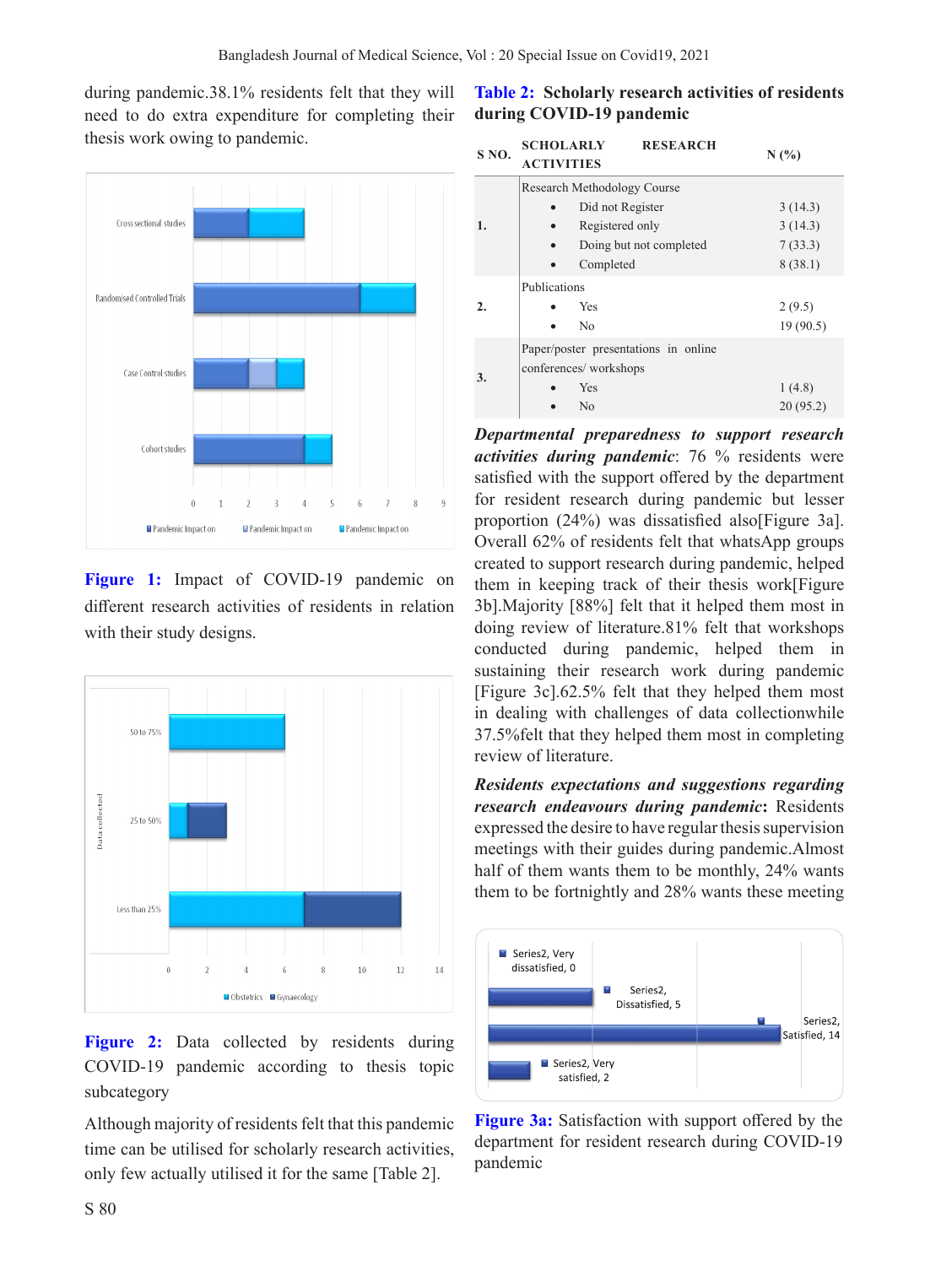during pandemic.38.1% residents felt that they will need to do extra expenditure for completing their thesis work owing to pandemic.

**Figure 1:** Impact of COVID-19 pandemic on different research activities of residents in relation with their study designs.

**Figure 2:** Data collected by residents during COVID-19 pandemic according to thesis topic subcategory

Although majority of residents felt that this pandemic time can be utilised for scholarly research activities, only few actually utilised it for the same [Table 2].

**Table 2: Scholarly research activities of residents during COVID-19 pandemic**

| S NO. | SCHOLARLY RESEARCH ACTIVITIES | N (%) |
|---|---|---|
| 1. | Research Methodology Course | |
| | • Did not Register | 3 (14.3) |
| | • Registered only | 3 (14.3) |
| | • Doing but not completed | 7 (33.3) |
| | • Completed | 8 (38.1) |
| 2. | Publications | |
| | • Yes | 2 (9.5) |
| | • No | 19 (90.5) |
| 3. | Paper/poster presentations in online conferences/ workshops | |
| | • Yes | 1 (4.8) |
| | • No | 20 (95.2) |

***Departmental preparedness to support research activities during pandemic***: 76 % residents were satisfied with the support offered by the department for resident research during pandemic but lesser proportion (24%) was dissatisfied also[Figure 3a]. Overall 62% of residents felt that whatsApp groups created to support research during pandemic, helped them in keeping track of their thesis work[Figure 3b].Majority [88%] felt that it helped them most in doing review of literature.81% felt that workshops conducted during pandemic, helped them in sustaining their research work during pandemic [Figure 3c].62.5% felt that they helped them most in dealing with challenges of data collectionwhile 37.5%felt that they helped them most in completing review of literature.

***Residents expectations and suggestions regarding research endeavours during pandemic***: Residents expressed the desire to have regular thesis supervision meetings with their guides during pandemic.Almost half of them wants them to be monthly, 24% wants them to be fortnightly and 28% wants these meeting

**Figure 3a:** Satisfaction with support offered by the department for resident research during COVID-19 pandemic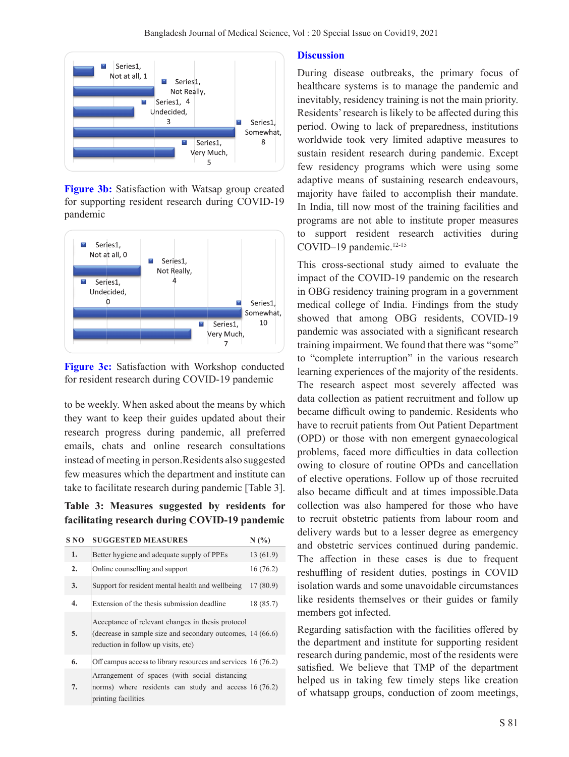Series1, Not at all, 1

Series1, Not Really, 4

Series1, Undecided, 3

Series1, Somewhat, 8

Series1, Very Much, 5

**Figure 3b:** Satisfaction with Watsap group created for supporting resident research during COVID-19 pandemic

Series1, Not at all, 0

Series1, Not Really, 4

Series1, Undecided, 0

Series1, Somewhat, 10

Series1, Very Much, 7

**Figure 3c:** Satisfaction with Workshop conducted for resident research during COVID-19 pandemic

to be weekly. When asked about the means by which they want to keep their guides updated about their research progress during pandemic, all preferred emails, chats and online research consultations instead of meeting in person.Residents also suggested few measures which the department and institute can take to facilitate research during pandemic [Table 3].

**Table 3: Measures suggested by residents for facilitating research during COVID-19 pandemic**

| S NO | SUGGESTED MEASURES | N (%) |
|---|---|---|
| 1. | Better hygiene and adequate supply of PPEs | 13 (61.9) |
| 2. | Online counselling and support | 16 (76.2) |
| 3. | Support for resident mental health and wellbeing | 17 (80.9) |
| 4. | Extension of the thesis submission deadline | 18 (85.7) |
| 5. | Acceptance of relevant changes in thesis protocol (decrease in sample size and secondary outcomes, reduction in follow up visits, etc) | 14 (66.6) |
| 6. | Off campus access to library resources and services | 16 (76.2) |
| 7. | Arrangement of spaces (with social distancing norms) where residents can study and access printing facilities | 16 (76.2) |

## Discussion

During disease outbreaks, the primary focus of healthcare systems is to manage the pandemic and inevitably, residency training is not the main priority. Residents' research is likely to be affected during this period. Owing to lack of preparedness, institutions worldwide took very limited adaptive measures to sustain resident research during pandemic. Except few residency programs which were using some adaptive means of sustaining research endeavours, majority have failed to accomplish their mandate. In India, till now most of the training facilities and programs are not able to institute proper measures to support resident research activities during COVID–19 pandemic.[12-15]

This cross-sectional study aimed to evaluate the impact of the COVID-19 pandemic on the research in OBG residency training program in a government medical college of India. Findings from the study showed that among OBG residents, COVID-19 pandemic was associated with a significant research training impairment. We found that there was "some" to "complete interruption" in the various research learning experiences of the majority of the residents. The research aspect most severely affected was data collection as patient recruitment and follow up became difficult owing to pandemic. Residents who have to recruit patients from Out Patient Department (OPD) or those with non emergent gynaecological problems, faced more difficulties in data collection owing to closure of routine OPDs and cancellation of elective operations. Follow up of those recruited also became difficult and at times impossible.Data collection was also hampered for those who have to recruit obstetric patients from labour room and delivery wards but to a lesser degree as emergency and obstetric services continued during pandemic. The affection in these cases is due to frequent reshuffling of resident duties, postings in COVID isolation wards and some unavoidable circumstances like residents themselves or their guides or family members got infected.

Regarding satisfaction with the facilities offered by the department and institute for supporting resident research during pandemic, most of the residents were satisfied. We believe that TMP of the department helped us in taking few timely steps like creation of whatsapp groups, conduction of zoom meetings,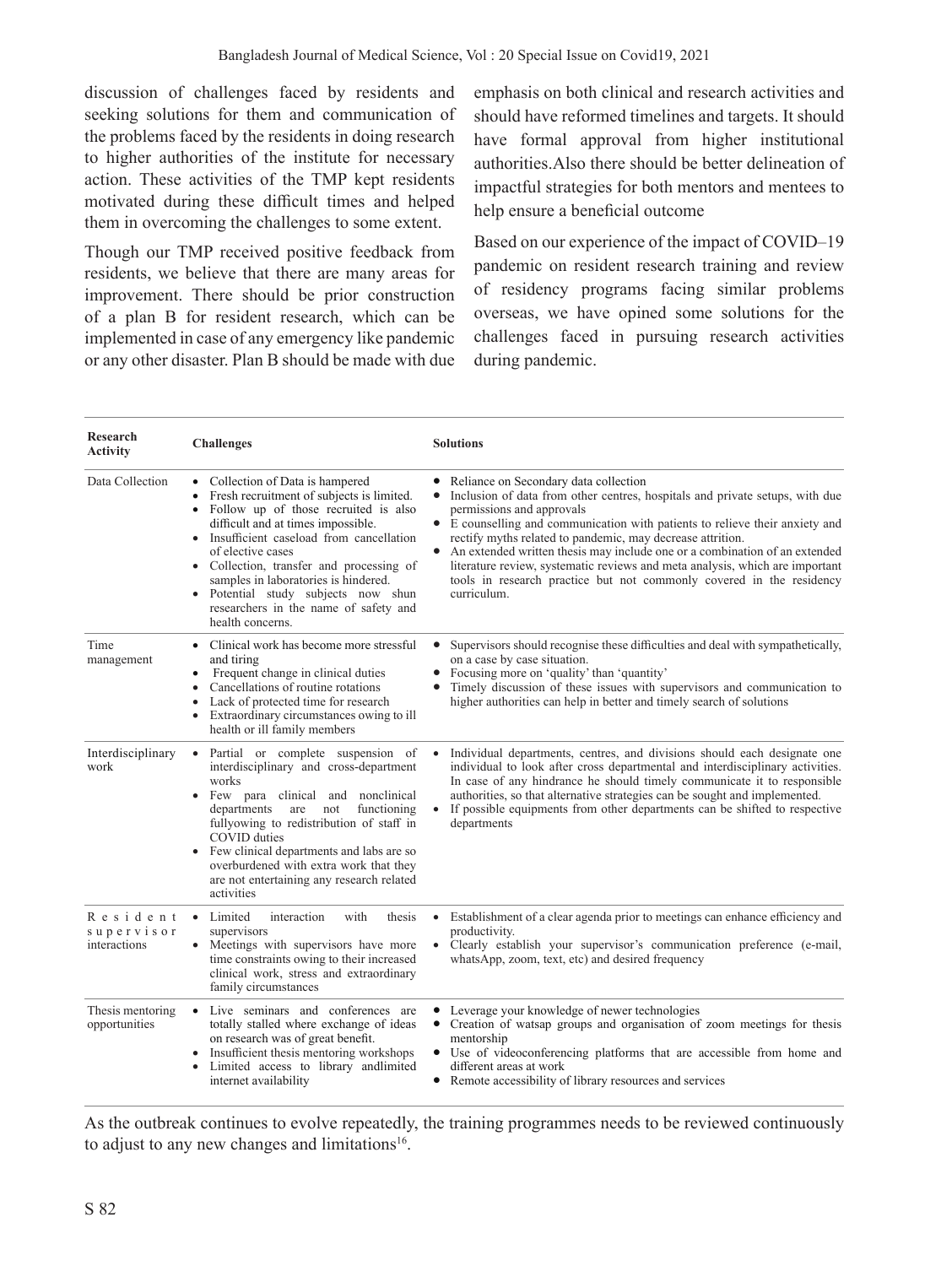discussion of challenges faced by residents and seeking solutions for them and communication of the problems faced by the residents in doing research to higher authorities of the institute for necessary action. These activities of the TMP kept residents motivated during these difficult times and helped them in overcoming the challenges to some extent.

Though our TMP received positive feedback from residents, we believe that there are many areas for improvement. There should be prior construction of a plan B for resident research, which can be implemented in case of any emergency like pandemic or any other disaster. Plan B should be made with due emphasis on both clinical and research activities and should have reformed timelines and targets. It should have formal approval from higher institutional authorities.Also there should be better delineation of impactful strategies for both mentors and mentees to help ensure a beneficial outcome

Based on our experience of the impact of COVID–19 pandemic on resident research training and review of residency programs facing similar problems overseas, we have opined some solutions for the challenges faced in pursuing research activities during pandemic.

| Research Activity | Challenges | Solutions |
|---|---|---|
| Data Collection | • Collection of Data is hampered<br>• Fresh recruitment of subjects is limited.<br>• Follow up of those recruited is also difficult and at times impossible.<br>• Insufficient caseload from cancellation of elective cases<br>• Collection, transfer and processing of samples in laboratories is hindered.<br>• Potential study subjects now shun researchers in the name of safety and health concerns. | • Reliance on Secondary data collection<br>• Inclusion of data from other centres, hospitals and private setups, with due permissions and approvals<br>• E counselling and communication with patients to relieve their anxiety and rectify myths related to pandemic, may decrease attrition.<br>• An extended written thesis may include one or a combination of an extended literature review, systematic reviews and meta analysis, which are important tools in research practice but not commonly covered in the residency curriculum. |
| Time management | • Clinical work has become more stressful and tiring<br>• Frequent change in clinical duties<br>• Cancellations of routine rotations<br>• Lack of protected time for research<br>• Extraordinary circumstances owing to ill health or ill family members | • Supervisors should recognise these difficulties and deal with sympathetically, on a case by case situation.<br>• Focusing more on 'quality' than 'quantity'<br>• Timely discussion of these issues with supervisors and communication to higher authorities can help in better and timely search of solutions |
| Interdisciplinary work | • Partial or complete suspension of interdisciplinary and cross-department works<br>• Few para clinical and nonclinical departments are not functioning fullyowing to redistribution of staff in COVID duties<br>• Few clinical departments and labs are so overburdened with extra work that they are not entertaining any research related activities | • Individual departments, centres, and divisions should each designate one individual to look after cross departmental and interdisciplinary activities. In case of any hindrance he should timely communicate it to responsible authorities, so that alternative strategies can be sought and implemented.<br>• If possible equipments from other departments can be shifted to respective departments |
| Resident supervisor interactions | • Limited interaction with thesis supervisors<br>• Meetings with supervisors have more time constraints owing to their increased clinical work, stress and extraordinary family circumstances | • Establishment of a clear agenda prior to meetings can enhance efficiency and productivity.<br>• Clearly establish your supervisor's communication preference (e-mail, whatsApp, zoom, text, etc) and desired frequency |
| Thesis mentoring opportunities | • Live seminars and conferences are totally stalled where exchange of ideas on research was of great benefit.<br>• Insufficient thesis mentoring workshops<br>• Limited access to library andlimited internet availability | • Leverage your knowledge of newer technologies<br>• Creation of watsap groups and organisation of zoom meetings for thesis mentorship<br>• Use of videoconferencing platforms that are accessible from home and different areas at work<br>• Remote accessibility of library resources and services |

As the outbreak continues to evolve repeatedly, the training programmes needs to be reviewed continuously to adjust to any new changes and limitations[16].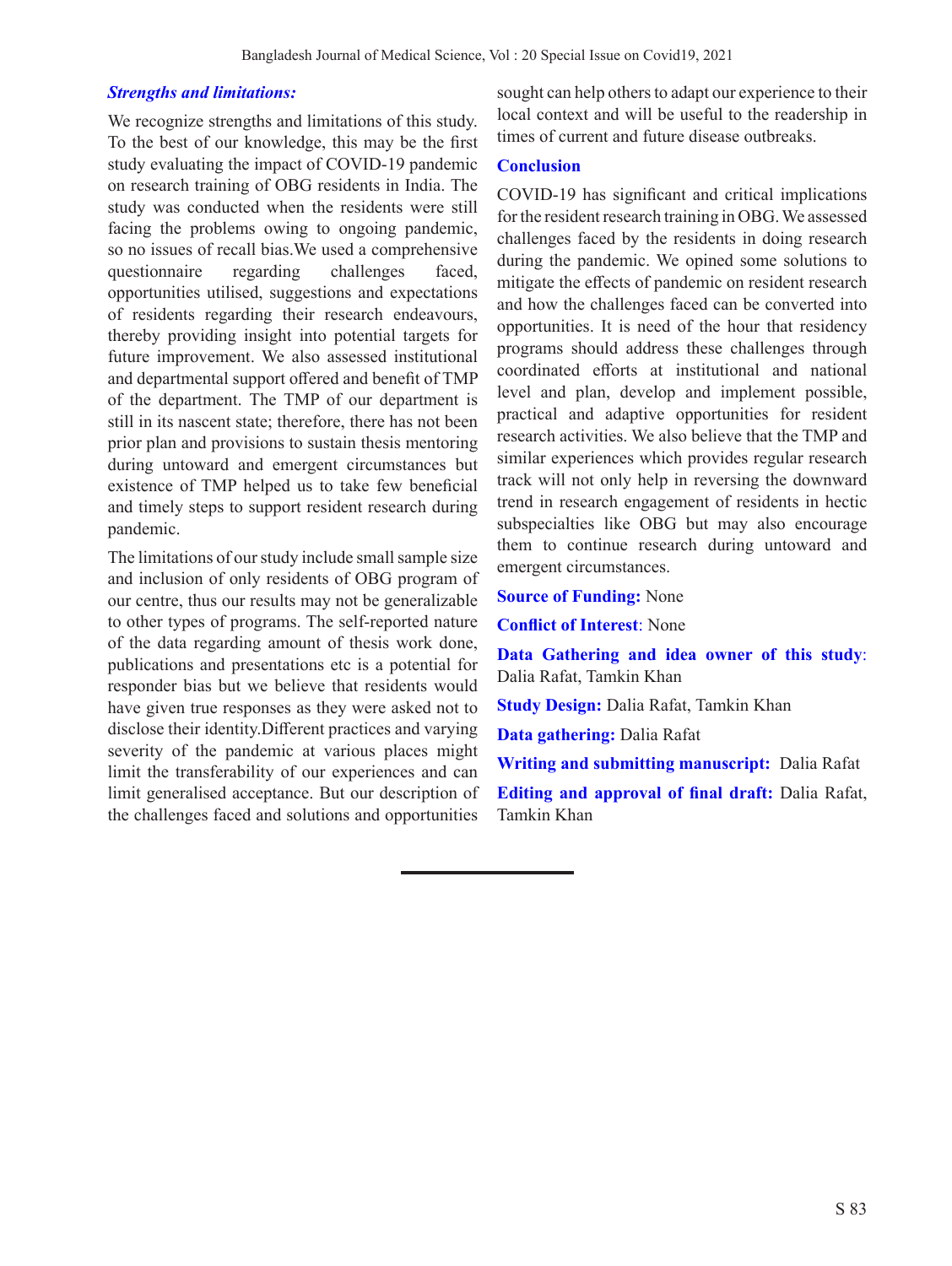### *Strengths and limitations:*

We recognize strengths and limitations of this study. To the best of our knowledge, this may be the first study evaluating the impact of COVID-19 pandemic on research training of OBG residents in India. The study was conducted when the residents were still facing the problems owing to ongoing pandemic, so no issues of recall bias.We used a comprehensive questionnaire regarding challenges faced, opportunities utilised, suggestions and expectations of residents regarding their research endeavours, thereby providing insight into potential targets for future improvement. We also assessed institutional and departmental support offered and benefit of TMP of the department. The TMP of our department is still in its nascent state; therefore, there has not been prior plan and provisions to sustain thesis mentoring during untoward and emergent circumstances but existence of TMP helped us to take few beneficial and timely steps to support resident research during pandemic.

The limitations of our study include small sample size and inclusion of only residents of OBG program of our centre, thus our results may not be generalizable to other types of programs. The self-reported nature of the data regarding amount of thesis work done, publications and presentations etc is a potential for responder bias but we believe that residents would have given true responses as they were asked not to disclose their identity.Different practices and varying severity of the pandemic at various places might limit the transferability of our experiences and can limit generalised acceptance. But our description of the challenges faced and solutions and opportunities sought can help others to adapt our experience to their local context and will be useful to the readership in times of current and future disease outbreaks.

## Conclusion

COVID-19 has significant and critical implications for the resident research training in OBG. We assessed challenges faced by the residents in doing research during the pandemic. We opined some solutions to mitigate the effects of pandemic on resident research and how the challenges faced can be converted into opportunities. It is need of the hour that residency programs should address these challenges through coordinated efforts at institutional and national level and plan, develop and implement possible, practical and adaptive opportunities for resident research activities. We also believe that the TMP and similar experiences which provides regular research track will not only help in reversing the downward trend in research engagement of residents in hectic subspecialties like OBG but may also encourage them to continue research during untoward and emergent circumstances.

**Source of Funding:** None

**Conflict of Interest**: None

**Data Gathering and idea owner of this study**: Dalia Rafat, Tamkin Khan

**Study Design:** Dalia Rafat, Tamkin Khan

**Data gathering:** Dalia Rafat

**Writing and submitting manuscript:** Dalia Rafat

**Editing and approval of final draft:** Dalia Rafat, Tamkin Khan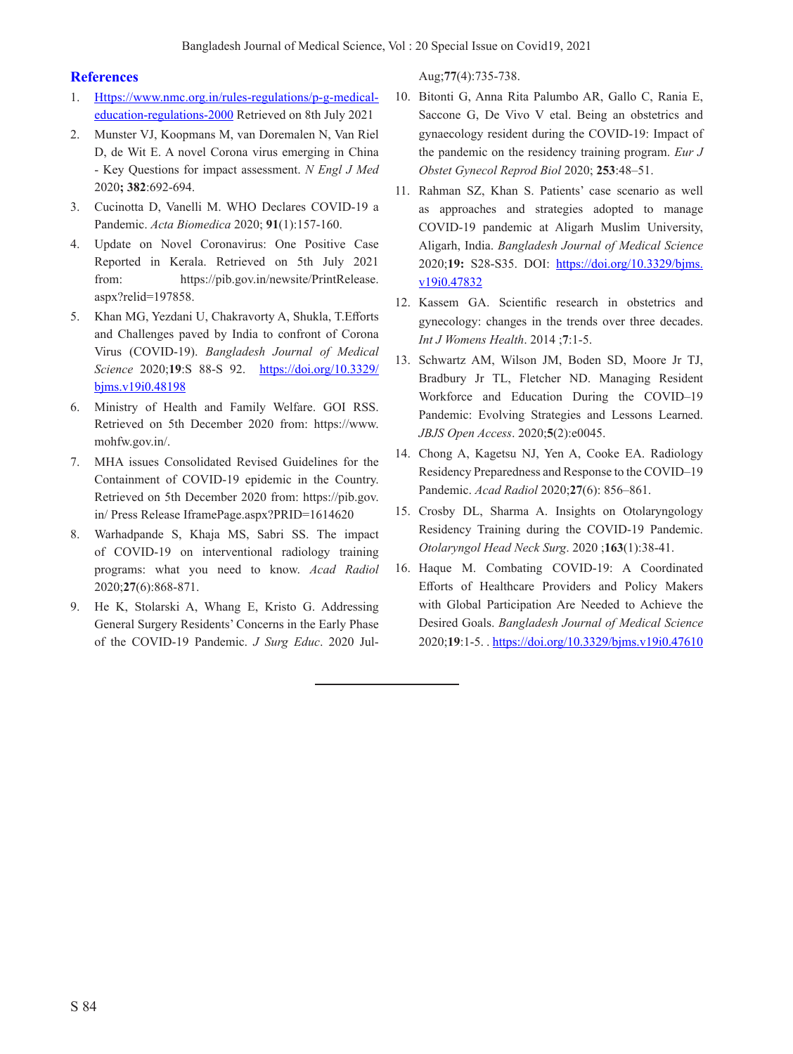## References

1. Https://www.nmc.org.in/rules-regulations/p-g-medical-education-regulations-2000 Retrieved on 8th July 2021
2. Munster VJ, Koopmans M, van Doremalen N, Van Riel D, de Wit E. A novel Corona virus emerging in China - Key Questions for impact assessment. *N Engl J Med* 2020**; 382**:692-694.
3. Cucinotta D, Vanelli M. WHO Declares COVID-19 a Pandemic. *Acta Biomedica* 2020; **91**(1):157-160.
4. Update on Novel Coronavirus: One Positive Case Reported in Kerala. Retrieved on 5th July 2021 from: https://pib.gov.in/newsite/PrintRelease.aspx?relid=197858.
5. Khan MG, Yezdani U, Chakravorty A, Shukla, T.Efforts and Challenges paved by India to confront of Corona Virus (COVID-19). *Bangladesh Journal of Medical Science* 2020;**19**:S 88-S 92. https://doi.org/10.3329/bjms.v19i0.48198
6. Ministry of Health and Family Welfare. GOI RSS. Retrieved on 5th December 2020 from: https://www.mohfw.gov.in/.
7. MHA issues Consolidated Revised Guidelines for the Containment of COVID-19 epidemic in the Country. Retrieved on 5th December 2020 from: https://pib.gov.in/ Press Release IframePage.aspx?PRID=1614620
8. Warhadpande S, Khaja MS, Sabri SS. The impact of COVID-19 on interventional radiology training programs: what you need to know. *Acad Radiol* 2020;**27**(6):868-871.
9. He K, Stolarski A, Whang E, Kristo G. Addressing General Surgery Residents' Concerns in the Early Phase of the COVID-19 Pandemic. *J Surg Educ*. 2020 Jul-Aug;**77**(4):735-738.
10. Bitonti G, Anna Rita Palumbo AR, Gallo C, Rania E, Saccone G, De Vivo V etal. Being an obstetrics and gynaecology resident during the COVID-19: Impact of the pandemic on the residency training program. *Eur J Obstet Gynecol Reprod Biol* 2020; **253**:48–51.
11. Rahman SZ, Khan S. Patients' case scenario as well as approaches and strategies adopted to manage COVID-19 pandemic at Aligarh Muslim University, Aligarh, India. *Bangladesh Journal of Medical Science* 2020;**19:** S28-S35. DOI: https://doi.org/10.3329/bjms.v19i0.47832
12. Kassem GA. Scientific research in obstetrics and gynecology: changes in the trends over three decades. *Int J Womens Health*. 2014 ;**7**:1-5.
13. Schwartz AM, Wilson JM, Boden SD, Moore Jr TJ, Bradbury Jr TL, Fletcher ND. Managing Resident Workforce and Education During the COVID–19 Pandemic: Evolving Strategies and Lessons Learned. *JBJS Open Access*. 2020;**5**(2):e0045.
14. Chong A, Kagetsu NJ, Yen A, Cooke EA. Radiology Residency Preparedness and Response to the COVID–19 Pandemic. *Acad Radiol* 2020;**27**(6): 856–861.
15. Crosby DL, Sharma A. Insights on Otolaryngology Residency Training during the COVID-19 Pandemic. *Otolaryngol Head Neck Surg*. 2020 ;**163**(1):38-41.
16. Haque M. Combating COVID-19: A Coordinated Efforts of Healthcare Providers and Policy Makers with Global Participation Are Needed to Achieve the Desired Goals. *Bangladesh Journal of Medical Science* 2020;**19**:1-5. . https://doi.org/10.3329/bjms.v19i0.47610